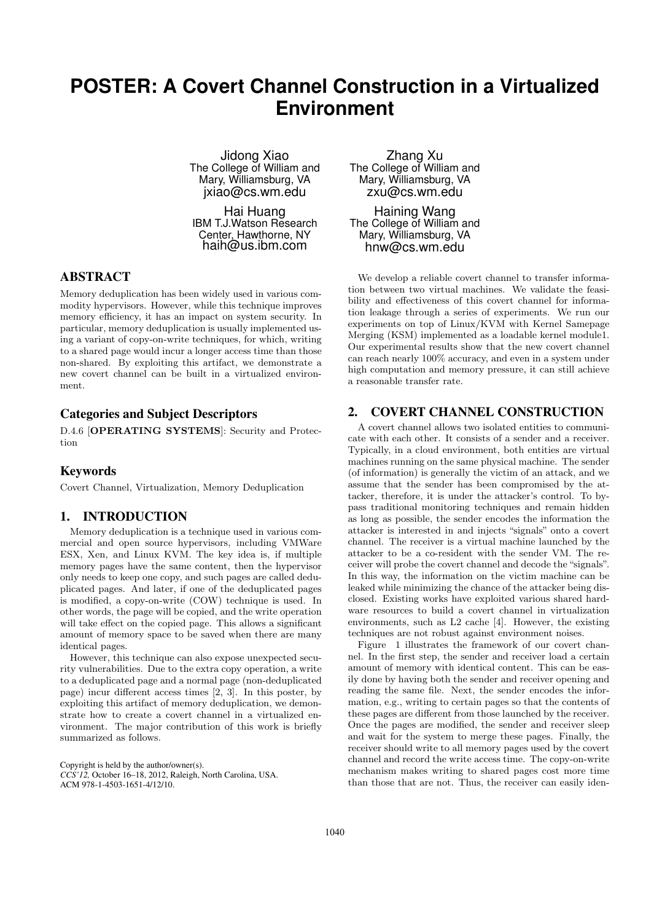# POSTER: A Covert Channel Construction in a Virtualized Environment

Jidong Xiao
The College of William and Mary, Williamsburg, VA
jxiao@cs.wm.edu

Zhang Xu
The College of William and Mary, Williamsburg, VA
zxu@cs.wm.edu

Hai Huang
IBM T.J.Watson Research Center, Hawthorne, NY
haih@us.ibm.com

Haining Wang
The College of William and Mary, Williamsburg, VA
hnw@cs.wm.edu

## ABSTRACT

Memory deduplication has been widely used in various commodity hypervisors. However, while this technique improves memory efficiency, it has an impact on system security. In particular, memory deduplication is usually implemented using a variant of copy-on-write techniques, for which, writing to a shared page would incur a longer access time than those non-shared. By exploiting this artifact, we demonstrate a new covert channel can be built in a virtualized environment.

### Categories and Subject Descriptors

D.4.6 [**OPERATING SYSTEMS**]: Security and Protection

### Keywords

Covert Channel, Virtualization, Memory Deduplication

## 1. INTRODUCTION

Memory deduplication is a technique used in various commercial and open source hypervisors, including VMWare ESX, Xen, and Linux KVM. The key idea is, if multiple memory pages have the same content, then the hypervisor only needs to keep one copy, and such pages are called deduplicated pages. And later, if one of the deduplicated pages is modified, a copy-on-write (COW) technique is used. In other words, the page will be copied, and the write operation will take effect on the copied page. This allows a significant amount of memory space to be saved when there are many identical pages.

However, this technique can also expose unexpected security vulnerabilities. Due to the extra copy operation, a write to a deduplicated page and a normal page (non-deduplicated page) incur different access times [2, 3]. In this poster, by exploiting this artifact of memory deduplication, we demonstrate how to create a covert channel in a virtualized environment. The major contribution of this work is briefly summarized as follows.

Copyright is held by the author/owner(s).
*CCS'12,* October 16–18, 2012, Raleigh, North Carolina, USA.
ACM 978-1-4503-1651-4/12/10.

We develop a reliable covert channel to transfer information between two virtual machines. We validate the feasibility and effectiveness of this covert channel for information leakage through a series of experiments. We run our experiments on top of Linux/KVM with Kernel Samepage Merging (KSM) implemented as a loadable kernel module1. Our experimental results show that the new covert channel can reach nearly 100% accuracy, and even in a system under high computation and memory pressure, it can still achieve a reasonable transfer rate.

## 2. COVERT CHANNEL CONSTRUCTION

A covert channel allows two isolated entities to communicate with each other. It consists of a sender and a receiver. Typically, in a cloud environment, both entities are virtual machines running on the same physical machine. The sender (of information) is generally the victim of an attack, and we assume that the sender has been compromised by the attacker, therefore, it is under the attacker's control. To bypass traditional monitoring techniques and remain hidden as long as possible, the sender encodes the information the attacker is interested in and injects "signals" onto a covert channel. The receiver is a virtual machine launched by the attacker to be a co-resident with the sender VM. The receiver will probe the covert channel and decode the "signals". In this way, the information on the victim machine can be leaked while minimizing the chance of the attacker being disclosed. Existing works have exploited various shared hardware resources to build a covert channel in virtualization environments, such as L2 cache [4]. However, the existing techniques are not robust against environment noises.

Figure 1 illustrates the framework of our covert channel. In the first step, the sender and receiver load a certain amount of memory with identical content. This can be easily done by having both the sender and receiver opening and reading the same file. Next, the sender encodes the information, e.g., writing to certain pages so that the contents of these pages are different from those launched by the receiver. Once the pages are modified, the sender and receiver sleep and wait for the system to merge these pages. Finally, the receiver should write to all memory pages used by the covert channel and record the write access time. The copy-on-write mechanism makes writing to shared pages cost more time than those that are not. Thus, the receiver can easily iden-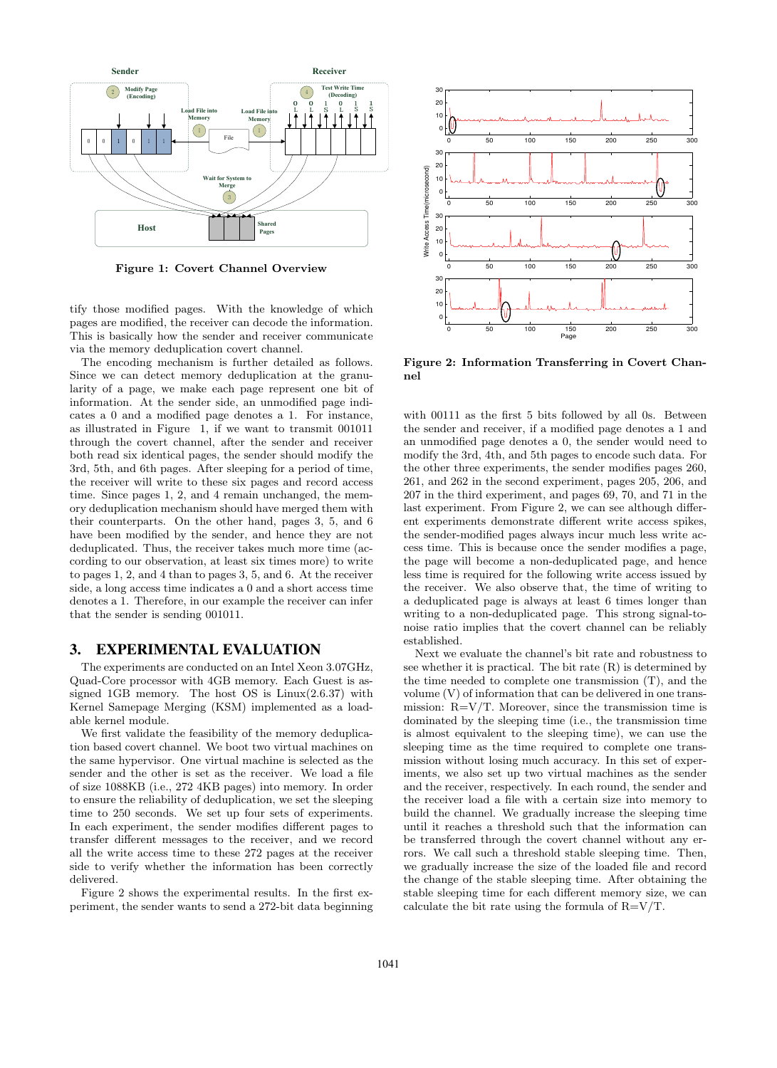Figure 1: Covert Channel Overview

tify those modified pages. With the knowledge of which pages are modified, the receiver can decode the information. This is basically how the sender and receiver communicate via the memory deduplication covert channel.

The encoding mechanism is further detailed as follows. Since we can detect memory deduplication at the granularity of a page, we make each page represent one bit of information. At the sender side, an unmodified page indicates a 0 and a modified page denotes a 1. For instance, as illustrated in Figure 1, if we want to transmit 001011 through the covert channel, after the sender and receiver both read six identical pages, the sender should modify the 3rd, 5th, and 6th pages. After sleeping for a period of time, the receiver will write to these six pages and record access time. Since pages 1, 2, and 4 remain unchanged, the memory deduplication mechanism should have merged them with their counterparts. On the other hand, pages 3, 5, and 6 have been modified by the sender, and hence they are not deduplicated. Thus, the receiver takes much more time (according to our observation, at least six times more) to write to pages 1, 2, and 4 than to pages 3, 5, and 6. At the receiver side, a long access time indicates a 0 and a short access time denotes a 1. Therefore, in our example the receiver can infer that the sender is sending 001011.

## 3. EXPERIMENTAL EVALUATION

The experiments are conducted on an Intel Xeon 3.07GHz, Quad-Core processor with 4GB memory. Each Guest is assigned 1GB memory. The host OS is Linux(2.6.37) with Kernel Samepage Merging (KSM) implemented as a loadable kernel module.

We first validate the feasibility of the memory deduplication based covert channel. We boot two virtual machines on the same hypervisor. One virtual machine is selected as the sender and the other is set as the receiver. We load a file of size 1088KB (i.e., 272 4KB pages) into memory. In order to ensure the reliability of deduplication, we set the sleeping time to 250 seconds. We set up four sets of experiments. In each experiment, the sender modifies different pages to transfer different messages to the receiver, and we record all the write access time to these 272 pages at the receiver side to verify whether the information has been correctly delivered.

Figure 2 shows the experimental results. In the first experiment, the sender wants to send a 272-bit data beginning with 00111 as the first 5 bits followed by all 0s. Between the sender and receiver, if a modified page denotes a 1 and an unmodified page denotes a 0, the sender would need to modify the 3rd, 4th, and 5th pages to encode such data. For the other three experiments, the sender modifies pages 260, 261, and 262 in the second experiment, pages 205, 206, and 207 in the third experiment, and pages 69, 70, and 71 in the last experiment. From Figure 2, we can see although different experiments demonstrate different write access spikes, the sender-modified pages always incur much less write access time. This is because once the sender modifies a page, the page will become a non-deduplicated page, and hence less time is required for the following write access issued by the receiver. We also observe that, the time of writing to a deduplicated page is always at least 6 times longer than writing to a non-deduplicated page. This strong signal-to-noise ratio implies that the covert channel can be reliably established.

Figure 2: Information Transferring in Covert Channel

Next we evaluate the channel's bit rate and robustness to see whether it is practical. The bit rate (R) is determined by the time needed to complete one transmission (T), and the volume (V) of information that can be delivered in one transmission: R=V/T. Moreover, since the transmission time is dominated by the sleeping time (i.e., the transmission time is almost equivalent to the sleeping time), we can use the sleeping time as the time required to complete one transmission without losing much accuracy. In this set of experiments, we also set up two virtual machines as the sender and the receiver, respectively. In each round, the sender and the receiver load a file with a certain size into memory to build the channel. We gradually increase the sleeping time until it reaches a threshold such that the information can be transferred through the covert channel without any errors. We call such a threshold stable sleeping time. Then, we gradually increase the size of the loaded file and record the change of the stable sleeping time. After obtaining the stable sleeping time for each different memory size, we can calculate the bit rate using the formula of R=V/T.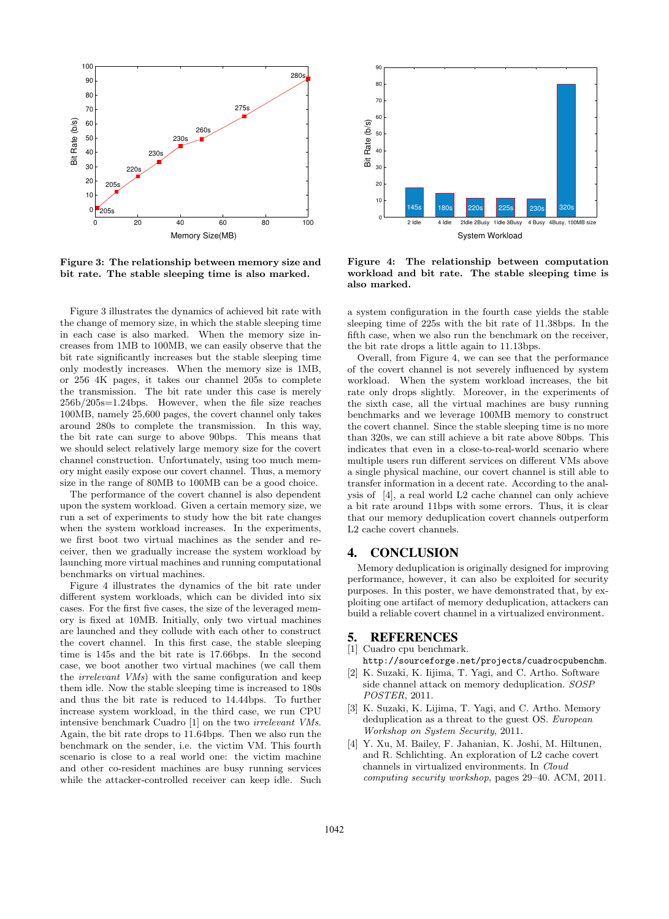Bit Rate (b/s)

100
90
80
70
60
50
40
30
20
10
0

0 20 40 60 80 100

Memory Size(MB)

205s 205s 220s 230s 230s 260s 275s 280s

**Figure 3: The relationship between memory size and bit rate. The stable sleeping time is also marked.**

Bit Rate (b/s)

90
80
70
60
50
40
30
20
10
0

145s 180s 220s 225s 230s 320s

2 Idle 4 Idle 2Idle 2Busy 1Idle 3Busy 4 Busy 4Busy, 100MB size

System Workload

**Figure 4: The relationship between computation workload and bit rate. The stable sleeping time is also marked.**

Figure 3 illustrates the dynamics of achieved bit rate with the change of memory size, in which the stable sleeping time in each case is also marked. When the memory size increases from 1MB to 100MB, we can easily observe that the bit rate significantly increases but the stable sleeping time only modestly increases. When the memory size is 1MB, or 256 4K pages, it takes our channel 205s to complete the transmission. The bit rate under this case is merely 256b/205s=1.24bps. However, when the file size reaches 100MB, namely 25,600 pages, the covert channel only takes around 280s to complete the transmission. In this way, the bit rate can surge to above 90bps. This means that we should select relatively large memory size for the covert channel construction. Unfortunately, using too much memory might easily expose our covert channel. Thus, a memory size in the range of 80MB to 100MB can be a good choice.

The performance of the covert channel is also dependent upon the system workload. Given a certain memory size, we run a set of experiments to study how the bit rate changes when the system workload increases. In the experiments, we first boot two virtual machines as the sender and receiver, then we gradually increase the system workload by launching more virtual machines and running computational benchmarks on virtual machines.

Figure 4 illustrates the dynamics of the bit rate under different system workloads, which can be divided into six cases. For the first five cases, the size of the leveraged memory is fixed at 10MB. Initially, only two virtual machines are launched and they collude with each other to construct the covert channel. In this first case, the stable sleeping time is 145s and the bit rate is 17.66bps. In the second case, we boot another two virtual machines (we call them the *irrelevant VMs*) with the same configuration and keep them idle. Now the stable sleeping time is increased to 180s and thus the bit rate is reduced to 14.44bps. To further increase system workload, in the third case, we run CPU intensive benchmark Cuadro [1] on the two *irrelevant VMs*. Again, the bit rate drops to 11.64bps. Then we also run the benchmark on the sender, i.e. the victim VM. This fourth scenario is close to a real world one: the victim machine and other co-resident machines are busy running services while the attacker-controlled receiver can keep idle. Such a system configuration in the fourth case yields the stable sleeping time of 225s with the bit rate of 11.38bps. In the fifth case, when we also run the benchmark on the receiver, the bit rate drops a little again to 11.13bps.

Overall, from Figure 4, we can see that the performance of the covert channel is not severely influenced by system workload. When the system workload increases, the bit rate only drops slightly. Moreover, in the experiments of the sixth case, all the virtual machines are busy running benchmarks and we leverage 100MB memory to construct the covert channel. Since the stable sleeping time is no more than 320s, we can still achieve a bit rate above 80bps. This indicates that even in a close-to-real-world scenario where multiple users run different services on different VMs above a single physical machine, our covert channel is still able to transfer information in a decent rate. According to the analysis of [4], a real world L2 cache channel can only achieve a bit rate around 11bps with some errors. Thus, it is clear that our memory deduplication covert channels outperform L2 cache covert channels.

# 4. CONCLUSION

Memory deduplication is originally designed for improving performance, however, it can also be exploited for security purposes. In this poster, we have demonstrated that, by exploiting one artifact of memory deduplication, attackers can build a reliable covert channel in a virtualized environment.

# 5. REFERENCES

[1] Cuadro cpu benchmark. http://sourceforge.net/projects/cuadrocpubenchm.

[2] K. Suzaki, K. Iijima, T. Yagi, and C. Artho. Software side channel attack on memory deduplication. *SOSP POSTER*, 2011.

[3] K. Suzaki, K. Lijima, T. Yagi, and C. Artho. Memory deduplication as a threat to the guest OS. *European Workshop on System Security*, 2011.

[4] Y. Xu, M. Bailey, F. Jahanian, K. Joshi, M. Hiltunen, and R. Schlichting. An exploration of L2 cache covert channels in virtualized environments. In *Cloud computing security workshop*, pages 29–40. ACM, 2011.